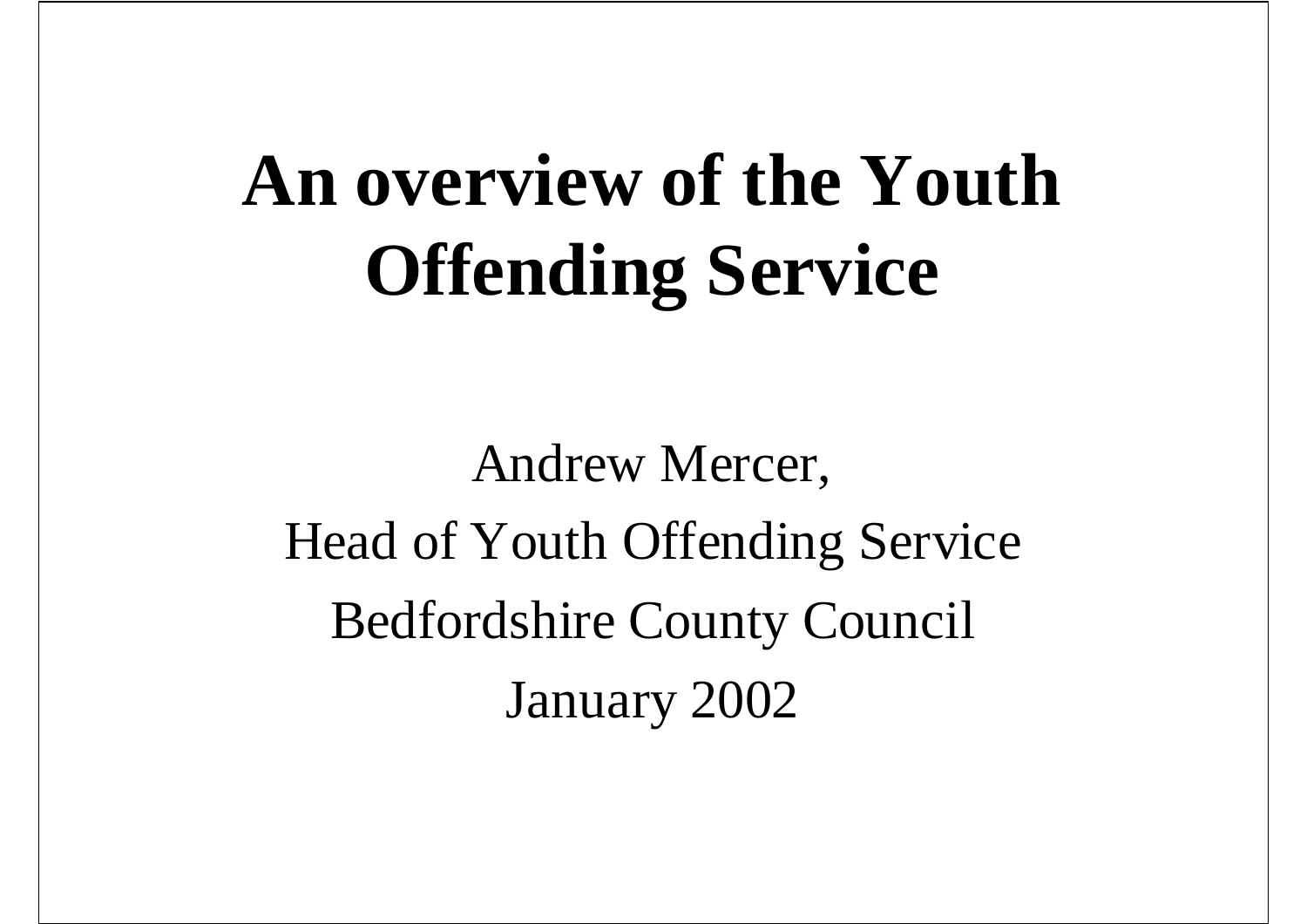# An overview of the Youth Offending Service

Andrew Mercer,

Head of Youth Offending Service

Bedfordshire County Council

January 2002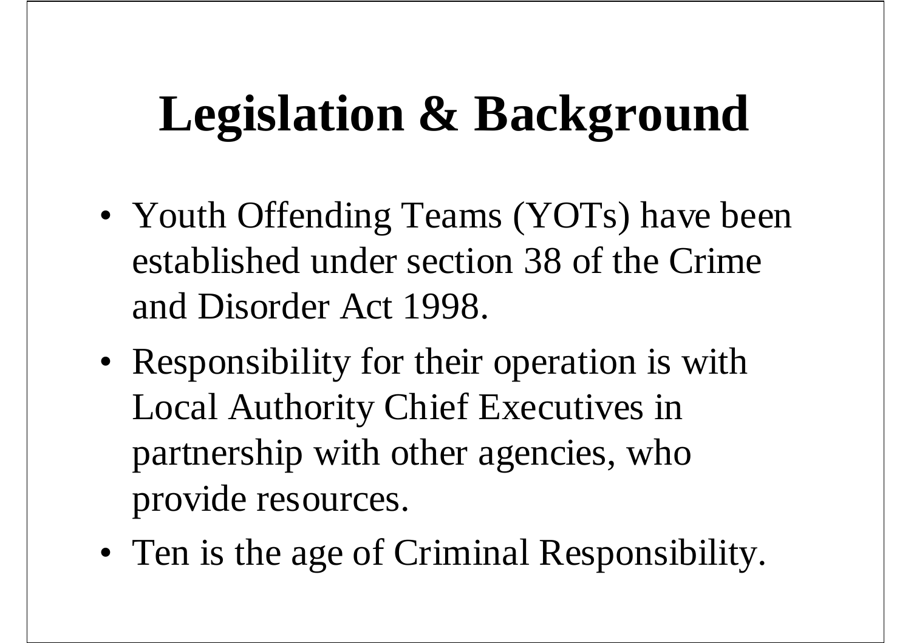# Legislation & Background

- Youth Offending Teams (YOTs) have been established under section 38 of the Crime and Disorder Act 1998.
- Responsibility for their operation is with Local Authority Chief Executives in partnership with other agencies, who provide resources.
- Ten is the age of Criminal Responsibility.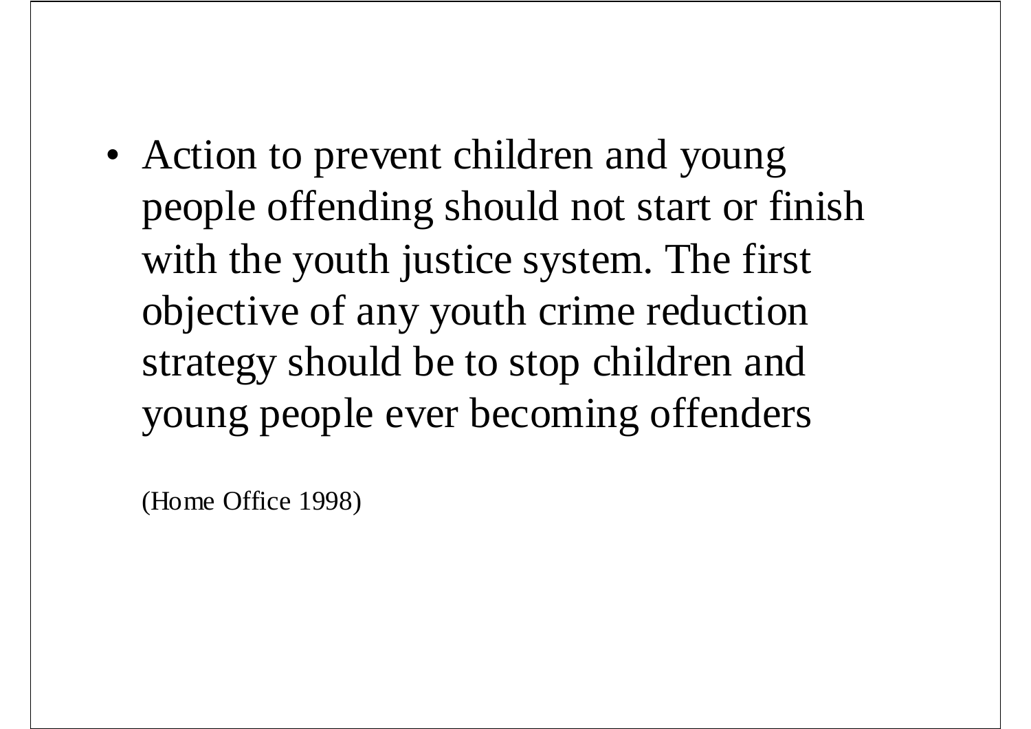- Action to prevent children and young people offending should not start or finish with the youth justice system. The first objective of any youth crime reduction strategy should be to stop children and young people ever becoming offenders

(Home Office 1998)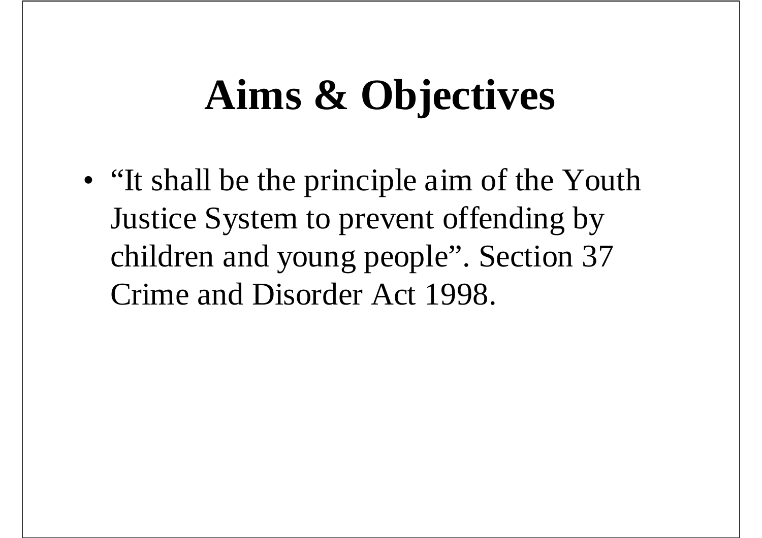# Aims & Objectives

- "It shall be the principle aim of the Youth Justice System to prevent offending by children and young people". Section 37 Crime and Disorder Act 1998.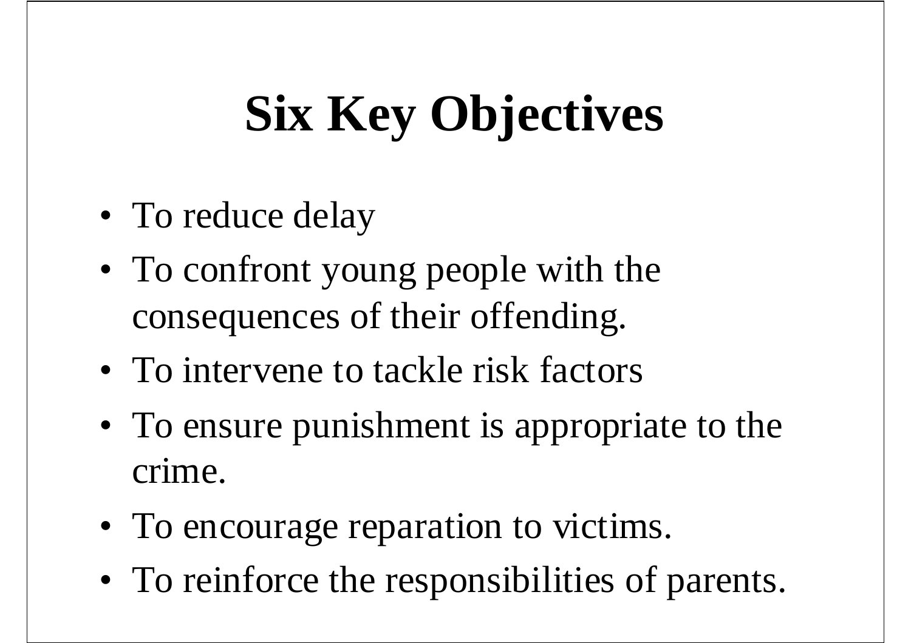# Six Key Objectives

- To reduce delay
- To confront young people with the consequences of their offending.
- To intervene to tackle risk factors
- To ensure punishment is appropriate to the crime.
- To encourage reparation to victims.
- To reinforce the responsibilities of parents.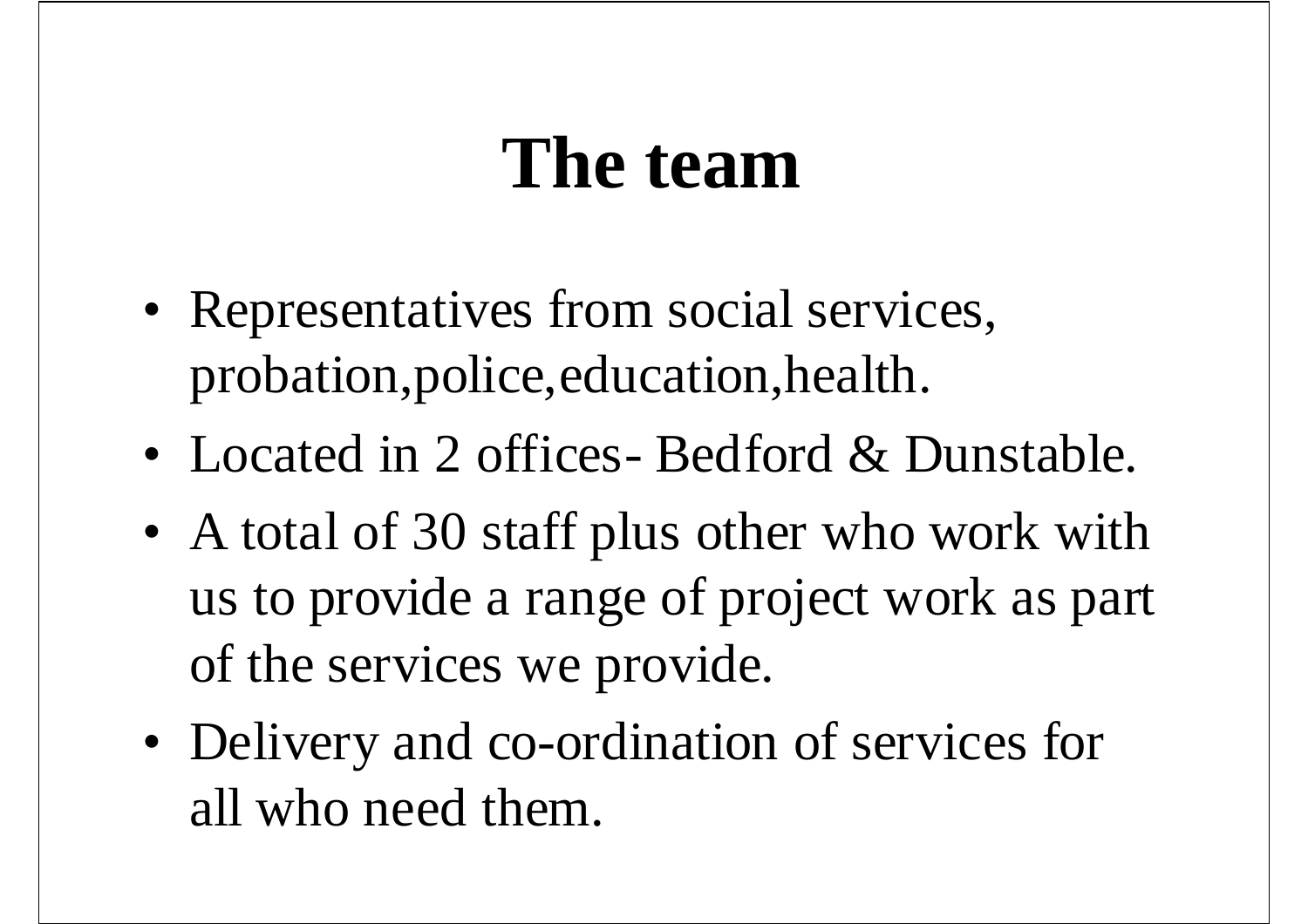# The team

- Representatives from social services, probation,police,education,health.
- Located in 2 offices- Bedford & Dunstable.
- A total of 30 staff plus other who work with us to provide a range of project work as part of the services we provide.
- Delivery and co-ordination of services for all who need them.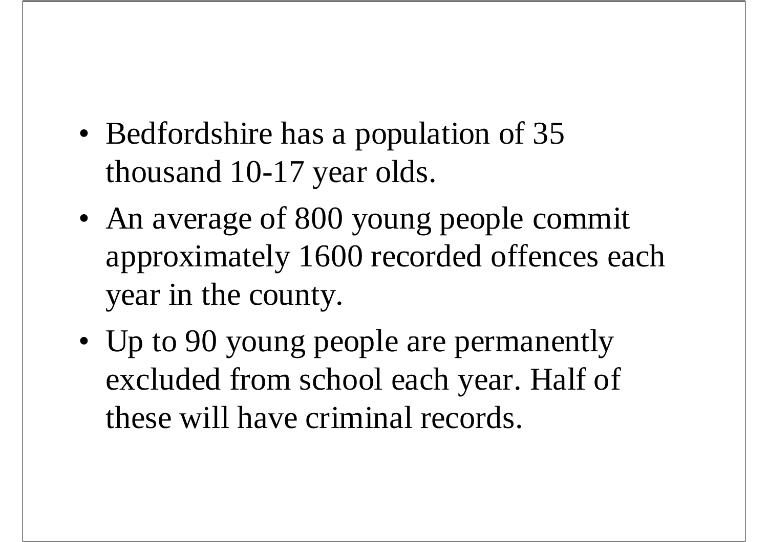- Bedfordshire has a population of 35 thousand 10-17 year olds.
- An average of 800 young people commit approximately 1600 recorded offences each year in the county.
- Up to 90 young people are permanently excluded from school each year. Half of these will have criminal records.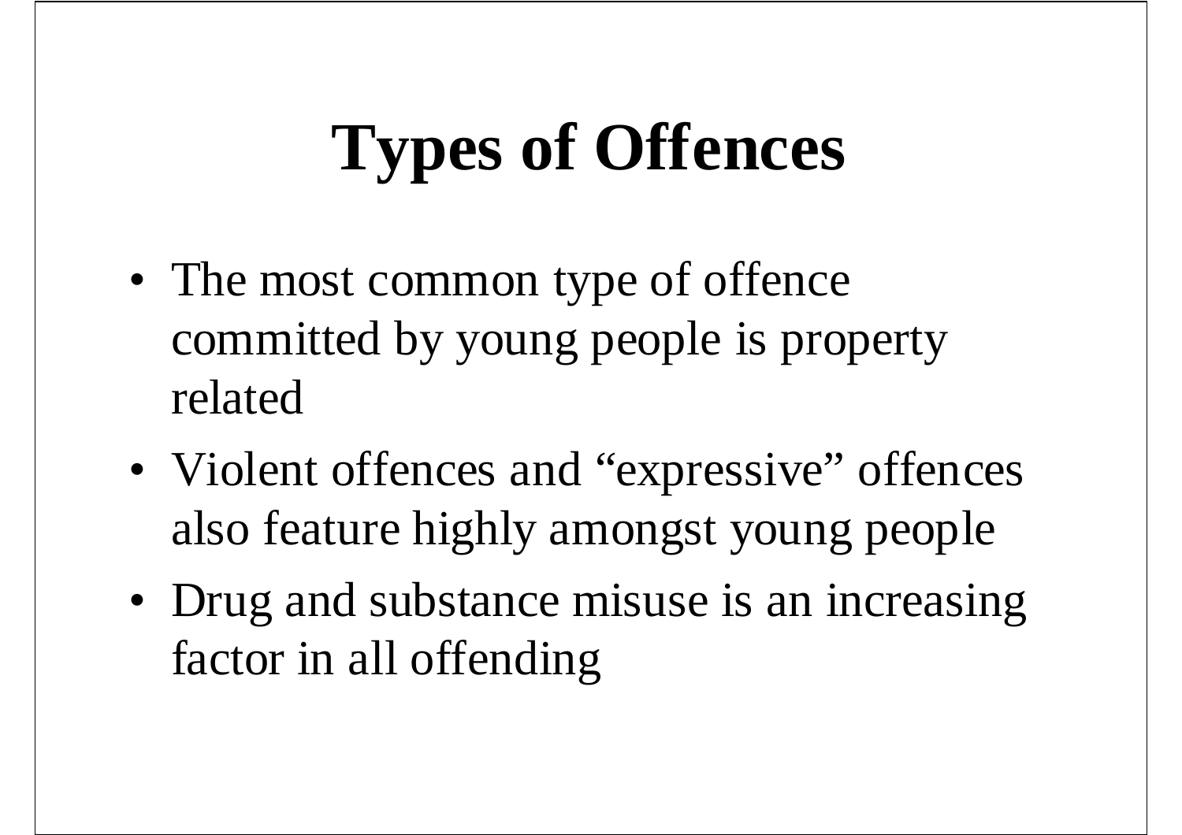# Types of Offences

- The most common type of offence committed by young people is property related
- Violent offences and “expressive” offences also feature highly amongst young people
- Drug and substance misuse is an increasing factor in all offending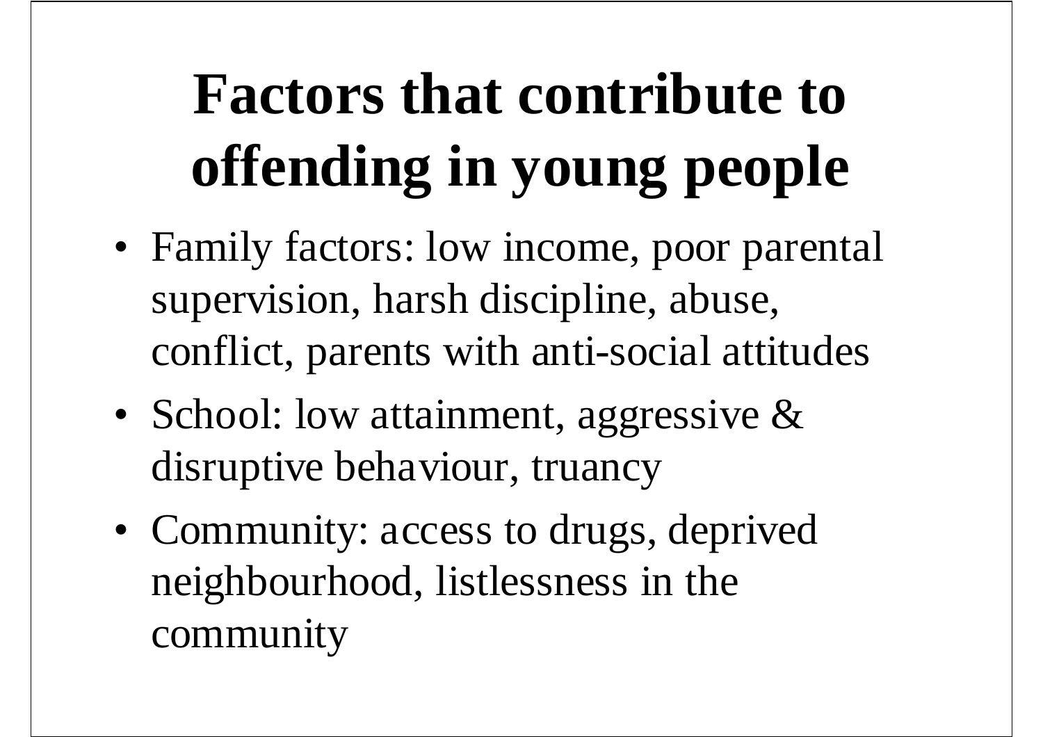# Factors that contribute to offending in young people

- Family factors: low income, poor parental supervision, harsh discipline, abuse, conflict, parents with anti-social attitudes
- School: low attainment, aggressive & disruptive behaviour, truancy
- Community: access to drugs, deprived neighbourhood, listlessness in the community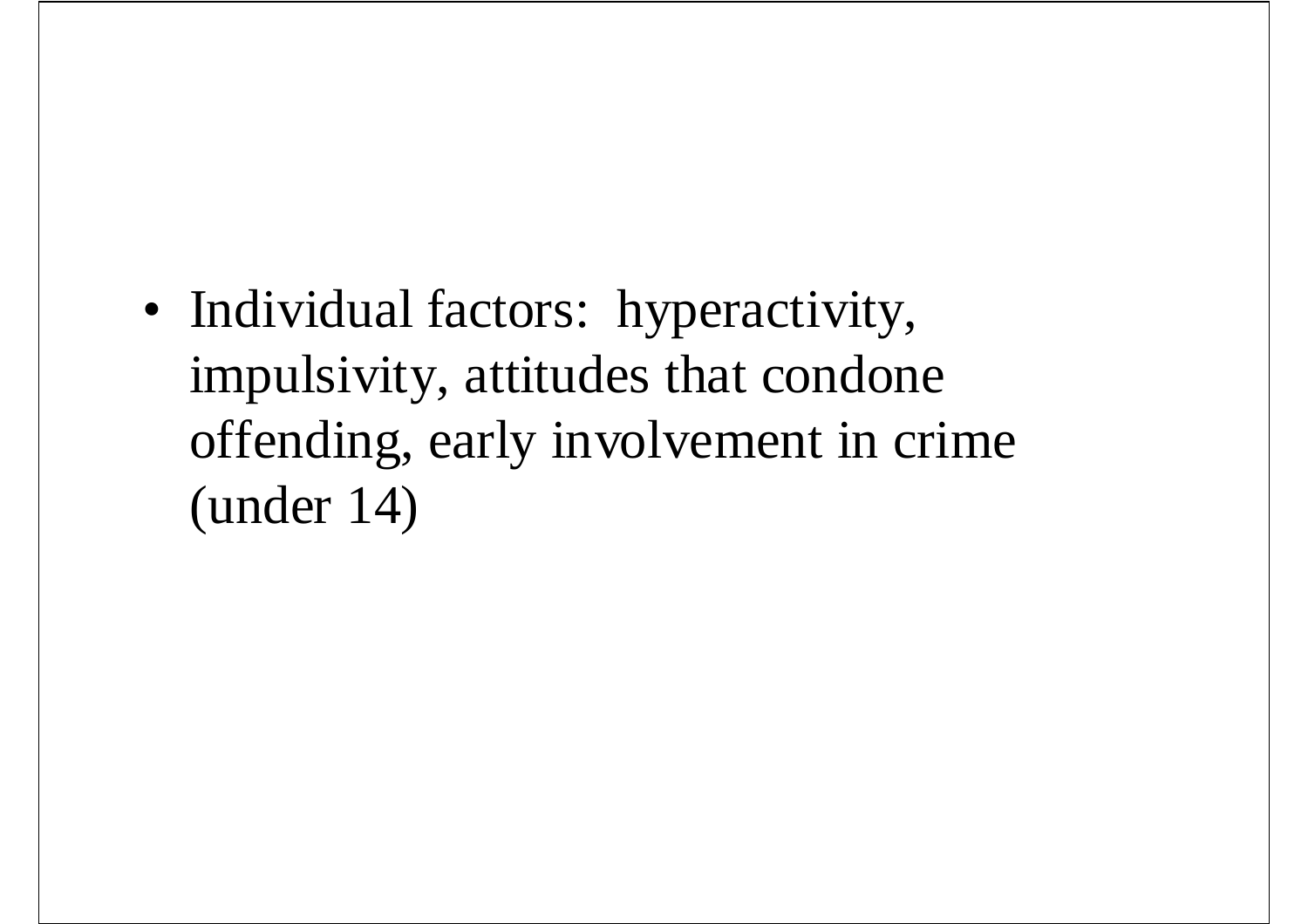- Individual factors: hyperactivity, impulsivity, attitudes that condone offending, early involvement in crime (under 14)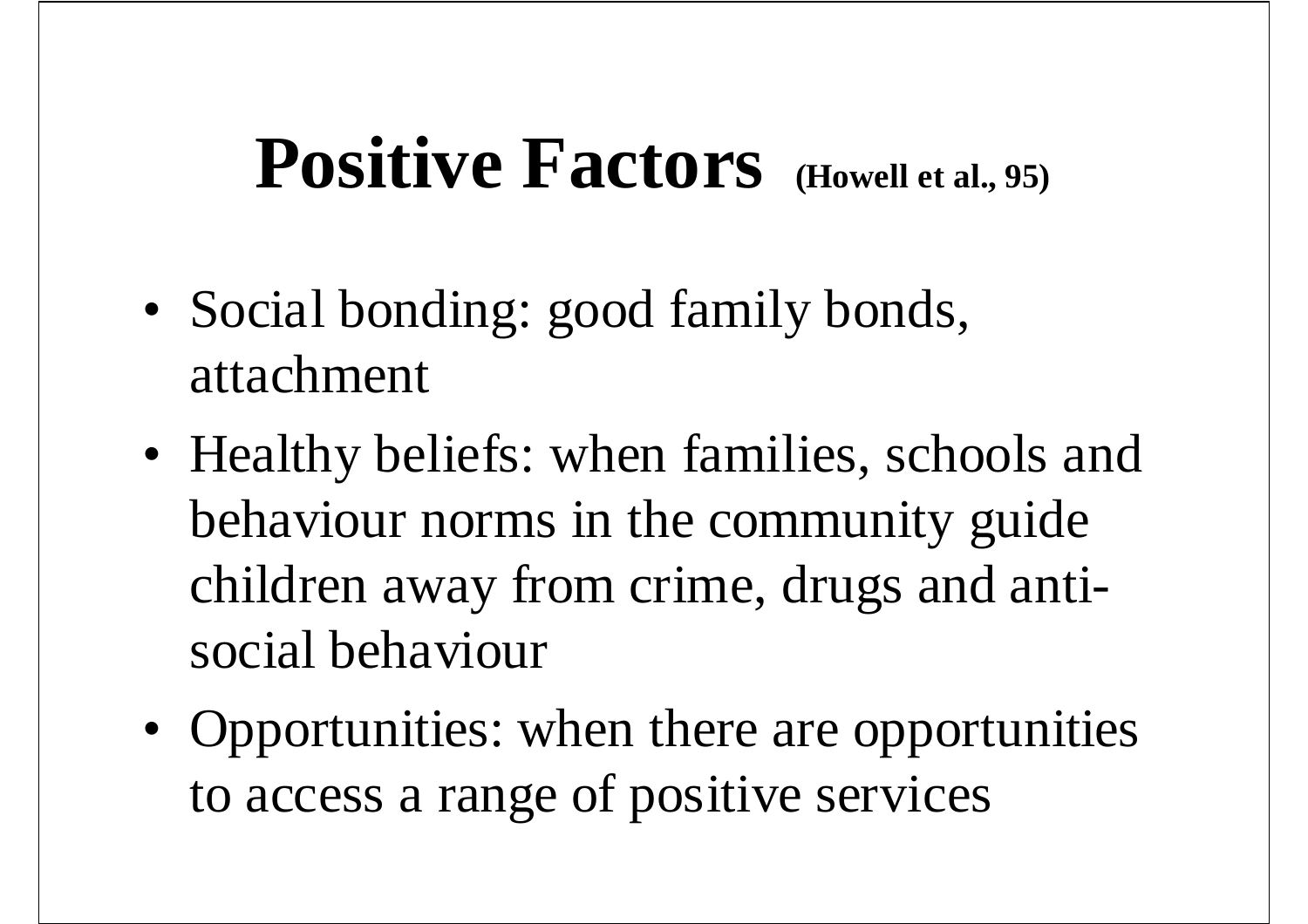# Positive Factors (Howell et al., 95)

- Social bonding: good family bonds, attachment
- Healthy beliefs: when families, schools and behaviour norms in the community guide children away from crime, drugs and anti-social behaviour
- Opportunities: when there are opportunities to access a range of positive services